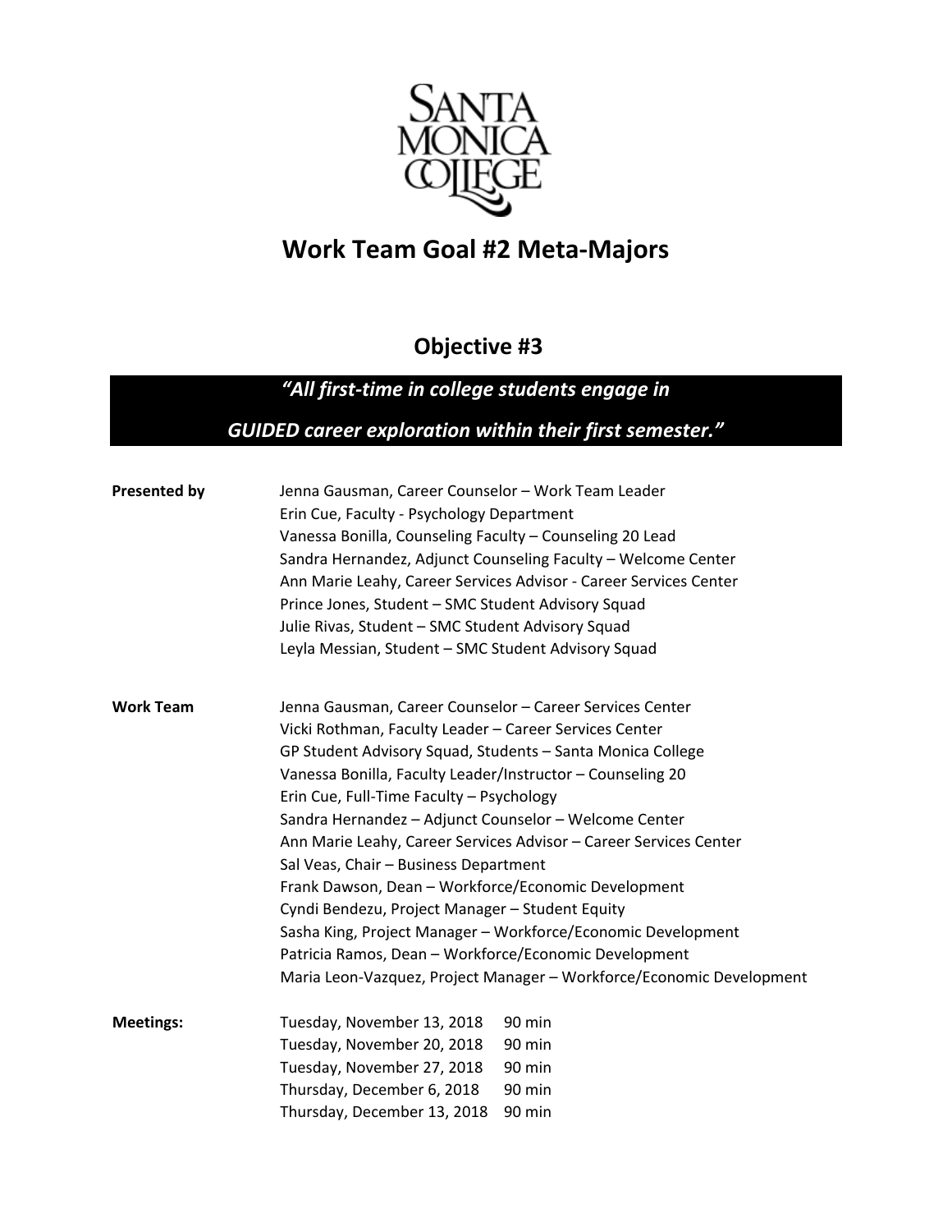SANTA MONICA COLLEGE

# Work Team Goal #2 Meta-Majors

## Objective #3

***"All first-time in college students engage in GUIDED career exploration within their first semester."***

**Presented by**

Jenna Gausman, Career Counselor – Work Team Leader
Erin Cue, Faculty - Psychology Department
Vanessa Bonilla, Counseling Faculty – Counseling 20 Lead
Sandra Hernandez, Adjunct Counseling Faculty – Welcome Center
Ann Marie Leahy, Career Services Advisor - Career Services Center
Prince Jones, Student – SMC Student Advisory Squad
Julie Rivas, Student – SMC Student Advisory Squad
Leyla Messian, Student – SMC Student Advisory Squad

**Work Team**

Jenna Gausman, Career Counselor – Career Services Center
Vicki Rothman, Faculty Leader – Career Services Center
GP Student Advisory Squad, Students – Santa Monica College
Vanessa Bonilla, Faculty Leader/Instructor – Counseling 20
Erin Cue, Full-Time Faculty – Psychology
Sandra Hernandez – Adjunct Counselor – Welcome Center
Ann Marie Leahy, Career Services Advisor – Career Services Center
Sal Veas, Chair – Business Department
Frank Dawson, Dean – Workforce/Economic Development
Cyndi Bendezu, Project Manager – Student Equity
Sasha King, Project Manager – Workforce/Economic Development
Patricia Ramos, Dean – Workforce/Economic Development
Maria Leon-Vazquez, Project Manager – Workforce/Economic Development

**Meetings:**

Tuesday, November 13, 2018 90 min
Tuesday, November 20, 2018 90 min
Tuesday, November 27, 2018 90 min
Thursday, December 6, 2018 90 min
Thursday, December 13, 2018 90 min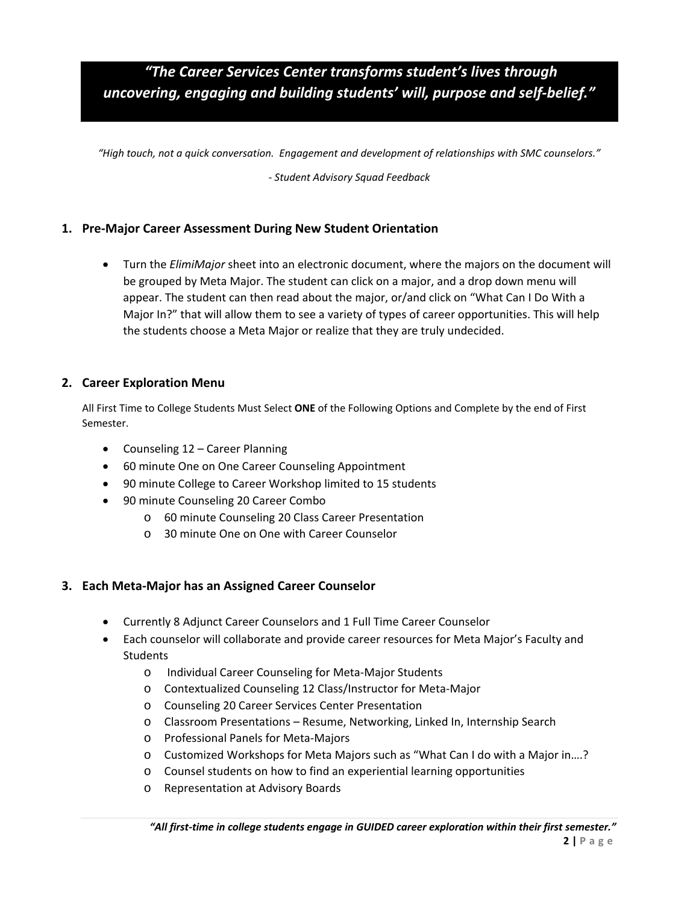***"The Career Services Center transforms student's lives through uncovering, engaging and building students' will, purpose and self-belief."***

*"High touch, not a quick conversation. Engagement and development of relationships with SMC counselors."*

*- Student Advisory Squad Feedback*

## 1. Pre-Major Career Assessment During New Student Orientation

- Turn the *ElimiMajor* sheet into an electronic document, where the majors on the document will be grouped by Meta Major. The student can click on a major, and a drop down menu will appear. The student can then read about the major, or/and click on "What Can I Do With a Major In?" that will allow them to see a variety of types of career opportunities. This will help the students choose a Meta Major or realize that they are truly undecided.

## 2. Career Exploration Menu

All First Time to College Students Must Select **ONE** of the Following Options and Complete by the end of First Semester.

- Counseling 12 – Career Planning
- 60 minute One on One Career Counseling Appointment
- 90 minute College to Career Workshop limited to 15 students
- 90 minute Counseling 20 Career Combo
  - 60 minute Counseling 20 Class Career Presentation
  - 30 minute One on One with Career Counselor

## 3. Each Meta-Major has an Assigned Career Counselor

- Currently 8 Adjunct Career Counselors and 1 Full Time Career Counselor
- Each counselor will collaborate and provide career resources for Meta Major's Faculty and Students
  - Individual Career Counseling for Meta-Major Students
  - Contextualized Counseling 12 Class/Instructor for Meta-Major
  - Counseling 20 Career Services Center Presentation
  - Classroom Presentations – Resume, Networking, Linked In, Internship Search
  - Professional Panels for Meta-Majors
  - Customized Workshops for Meta Majors such as "What Can I do with a Major in….?
  - Counsel students on how to find an experiential learning opportunities
  - Representation at Advisory Boards

***"All first-time in college students engage in GUIDED career exploration within their first semester."***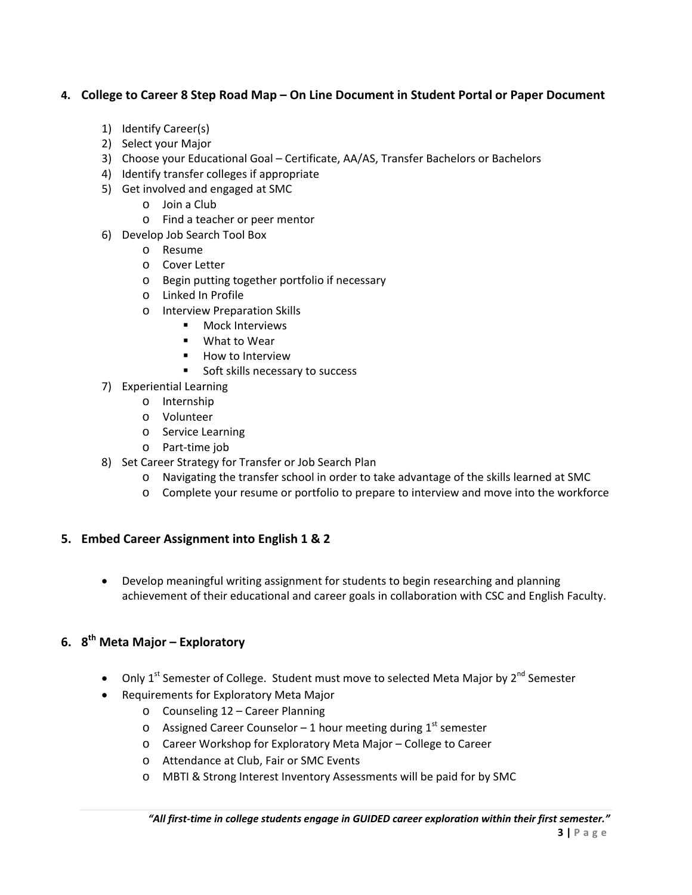## 4. College to Career 8 Step Road Map – On Line Document in Student Portal or Paper Document

1) Identify Career(s)
2) Select your Major
3) Choose your Educational Goal – Certificate, AA/AS, Transfer Bachelors or Bachelors
4) Identify transfer colleges if appropriate
5) Get involved and engaged at SMC
   - Join a Club
   - Find a teacher or peer mentor
6) Develop Job Search Tool Box
   - Resume
   - Cover Letter
   - Begin putting together portfolio if necessary
   - Linked In Profile
   - Interview Preparation Skills
     - Mock Interviews
     - What to Wear
     - How to Interview
     - Soft skills necessary to success
7) Experiential Learning
   - Internship
   - Volunteer
   - Service Learning
   - Part-time job
8) Set Career Strategy for Transfer or Job Search Plan
   - Navigating the transfer school in order to take advantage of the skills learned at SMC
   - Complete your resume or portfolio to prepare to interview and move into the workforce

## 5. Embed Career Assignment into English 1 & 2

- Develop meaningful writing assignment for students to begin researching and planning achievement of their educational and career goals in collaboration with CSC and English Faculty.

## 6. 8th Meta Major – Exploratory

- Only 1st Semester of College. Student must move to selected Meta Major by 2nd Semester
- Requirements for Exploratory Meta Major
  - Counseling 12 – Career Planning
  - Assigned Career Counselor – 1 hour meeting during 1st semester
  - Career Workshop for Exploratory Meta Major – College to Career
  - Attendance at Club, Fair or SMC Events
  - MBTI & Strong Interest Inventory Assessments will be paid for by SMC

***"All first-time in college students engage in GUIDED career exploration within their first semester."***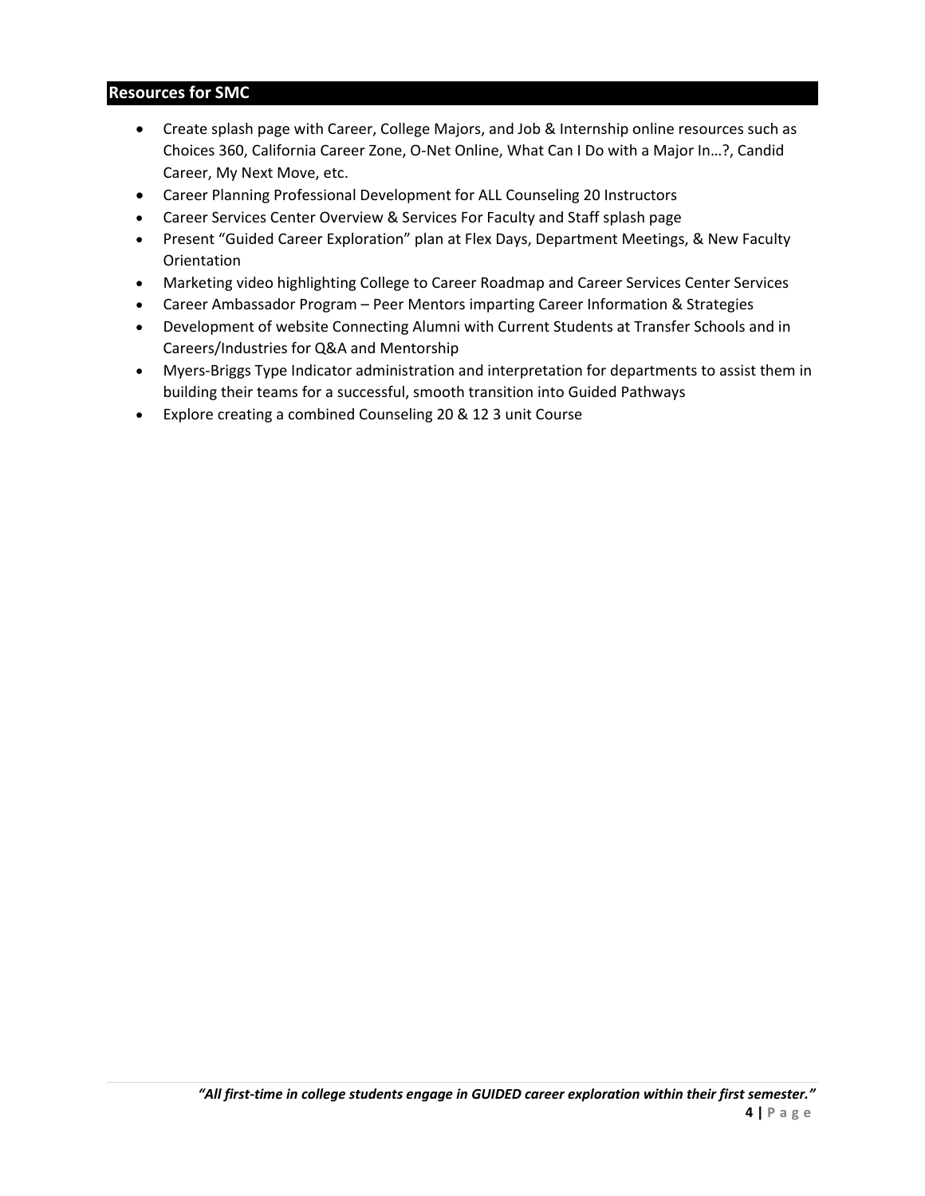## Resources for SMC

- Create splash page with Career, College Majors, and Job & Internship online resources such as Choices 360, California Career Zone, O-Net Online, What Can I Do with a Major In…?, Candid Career, My Next Move, etc.
- Career Planning Professional Development for ALL Counseling 20 Instructors
- Career Services Center Overview & Services For Faculty and Staff splash page
- Present "Guided Career Exploration" plan at Flex Days, Department Meetings, & New Faculty Orientation
- Marketing video highlighting College to Career Roadmap and Career Services Center Services
- Career Ambassador Program – Peer Mentors imparting Career Information & Strategies
- Development of website Connecting Alumni with Current Students at Transfer Schools and in Careers/Industries for Q&A and Mentorship
- Myers-Briggs Type Indicator administration and interpretation for departments to assist them in building their teams for a successful, smooth transition into Guided Pathways
- Explore creating a combined Counseling 20 & 12 3 unit Course